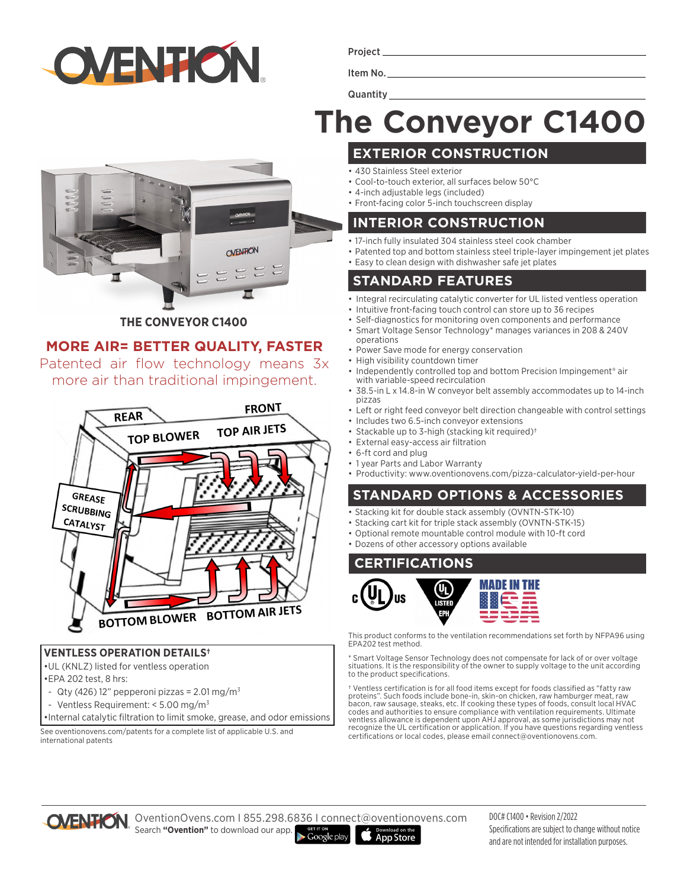Project

Item No.

Quantity

# The Conveyor C1400

THE CONVEYOR C1400

## MORE AIR= BETTER QUALITY, FASTER

Patented air flow technology means 3x more air than traditional impingement.

REAR FRONT TOP BLOWER TOP AIR JETS GREASE SCRUBBING CATALYST BOTTOM BLOWER BOTTOM AIR JETS

### VENTLESS OPERATION DETAILS†

- •UL (KNLZ) listed for ventless operation
- •EPA 202 test, 8 hrs:
  - Qty (426) 12" pepperoni pizzas = 2.01 mg/m³
  - Ventless Requirement: < 5.00 mg/m³
- •Internal catalytic filtration to limit smoke, grease, and odor emissions

See oventionovens.com/patents for a complete list of applicable U.S. and international patents

## EXTERIOR CONSTRUCTION

- 430 Stainless Steel exterior
- Cool-to-touch exterior, all surfaces below 50°C
- 4-inch adjustable legs (included)
- Front-facing color 5-inch touchscreen display

## INTERIOR CONSTRUCTION

- 17-inch fully insulated 304 stainless steel cook chamber
- Patented top and bottom stainless steel triple-layer impingement jet plates
- Easy to clean design with dishwasher safe jet plates

## STANDARD FEATURES

- Integral recirculating catalytic converter for UL listed ventless operation
- Intuitive front-facing touch control can store up to 36 recipes
- Self-diagnostics for monitoring oven components and performance
- Smart Voltage Sensor Technology* manages variances in 208 & 240V operations
- Power Save mode for energy conservation
- High visibility countdown timer
- Independently controlled top and bottom Precision Impingement® air with variable-speed recirculation
- 38.5-in L x 14.8-in W conveyor belt assembly accommodates up to 14-inch pizzas
- Left or right feed conveyor belt direction changeable with control settings
- Includes two 6.5-inch conveyor extensions
- Stackable up to 3-high (stacking kit required)†
- External easy-access air filtration
- 6-ft cord and plug
- 1 year Parts and Labor Warranty
- Productivity: www.oventionovens.com/pizza-calculator-yield-per-hour

## STANDARD OPTIONS & ACCESSORIES

- Stacking kit for double stack assembly (OVNTN-STK-10)
- Stacking cart kit for triple stack assembly (OVNTN-STK-15)
- Optional remote mountable control module with 10-ft cord
- Dozens of other accessory options available

## CERTIFICATIONS

c UL us · UL LISTED EPH · MADE IN THE USA

This product conforms to the ventilation recommendations set forth by NFPA96 using EPA202 test method.

* Smart Voltage Sensor Technology does not compensate for lack of or over voltage situations. It is the responsibility of the owner to supply voltage to the unit according to the product specifications.

† Ventless certification is for all food items except for foods classified as "fatty raw proteins". Such foods include bone-in, skin-on chicken, raw hamburger meat, raw bacon, raw sausage, steaks, etc. If cooking these types of foods, consult local HVAC codes and authorities to ensure compliance with ventilation requirements. Ultimate ventless allowance is dependent upon AHJ approval, as some jurisdictions may not recognize the UL certification or application. If you have questions regarding ventless certifications or local codes, please email connect@oventionovens.com.

OventionOvens.com I 855.298.6836 I connect@oventionovens.com
Search **"Ovention"** to download our app.

DOC# C1400 • Revision 2/2022
Specifications are subject to change without notice and are not intended for installation purposes.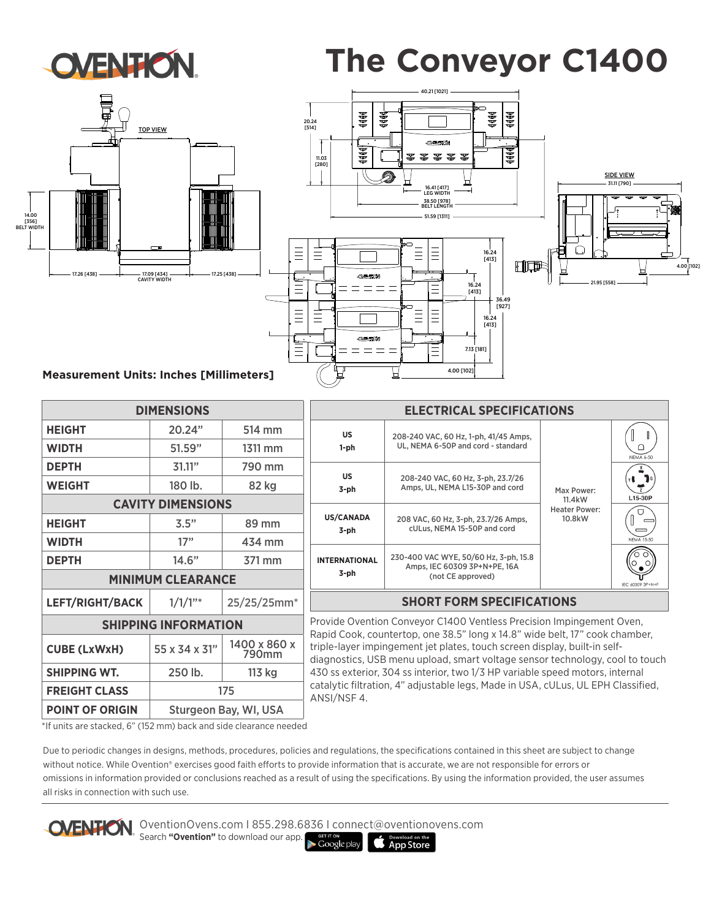# The Conveyor C1400

TOP VIEW

14.00 [356] BELT WIDTH

17.26 [438]

17.09 [434] CAVITY WIDTH

17.25 [438]

40.21 [1021]

20.24 [514]

11.03 [280]

16.41 [417] LEG WIDTH

38.50 [978] BELT LENGTH

51.59 [1311]

SIDE VIEW

31.11 [790]

4.00 [102]

21.95 [558]

16.24 [413]

16.24 [413]

36.49 [927]

16.24 [413]

7.13 [181]

4.00 [102]

**Measurement Units: Inches [Millimeters]**

| DIMENSIONS | | |
|---|---|---|
| **HEIGHT** | 20.24" | 514 mm |
| **WIDTH** | 51.59" | 1311 mm |
| **DEPTH** | 31.11" | 790 mm |
| **WEIGHT** | 180 lb. | 82 kg |
| **CAVITY DIMENSIONS** | | |
| **HEIGHT** | 3.5" | 89 mm |
| **WIDTH** | 17" | 434 mm |
| **DEPTH** | 14.6" | 371 mm |
| **MINIMUM CLEARANCE** | | |
| **LEFT/RIGHT/BACK** | 1/1/1"* | 25/25/25mm* |
| **SHIPPING INFORMATION** | | |
| **CUBE (LxWxH)** | 55 x 34 x 31" | 1400 x 860 x 790mm |
| **SHIPPING WT.** | 250 lb. | 113 kg |
| **FREIGHT CLASS** | 175 | |
| **POINT OF ORIGIN** | Sturgeon Bay, WI, USA | |

*If units are stacked, 6" (152 mm) back and side clearance needed

| ELECTRICAL SPECIFICATIONS | | | |
|---|---|---|---|
| **US 1-ph** | 208-240 VAC, 60 Hz, 1-ph, 41/45 Amps, UL, NEMA 6-50P and cord - standard | Max Power: 11.4kW Heater Power: 10.8kW | NEMA 6-50 |
| **US 3-ph** | 208-240 VAC, 60 Hz, 3-ph, 23.7/26 Amps, UL, NEMA L15-30P and cord | | L15-30P |
| **US/CANADA 3-ph** | 208 VAC, 60 Hz, 3-ph, 23.7/26 Amps, cULus, NEMA 15-50P and cord | | NEMA 15-50 |
| **INTERNATIONAL 3-ph** | 230-400 VAC WYE, 50/60 Hz, 3-ph, 15.8 Amps, IEC 60309 3P+N+PE, 16A (not CE approved) | | IEC 60309 3P+N+F |

## SHORT FORM SPECIFICATIONS

Provide Ovention Conveyor C1400 Ventless Precision Impingement Oven, Rapid Cook, countertop, one 38.5" long x 14.8" wide belt, 17" cook chamber, triple-layer impingement jet plates, touch screen display, built-in self-diagnostics, USB menu upload, smart voltage sensor technology, cool to touch 430 ss exterior, 304 ss interior, two 1/3 HP variable speed motors, internal catalytic filtration, 4" adjustable legs, Made in USA, cULus, UL EPH Classified, ANSI/NSF 4.

Due to periodic changes in designs, methods, procedures, policies and regulations, the specifications contained in this sheet are subject to change without notice. While Ovention® exercises good faith efforts to provide information that is accurate, we are not responsible for errors or omissions in information provided or conclusions reached as a result of using the specifications. By using the information provided, the user assumes all risks in connection with such use.

OventionOvens.com I 855.298.6836 I connect@oventionovens.com

Search **"Ovention"** to download our app.